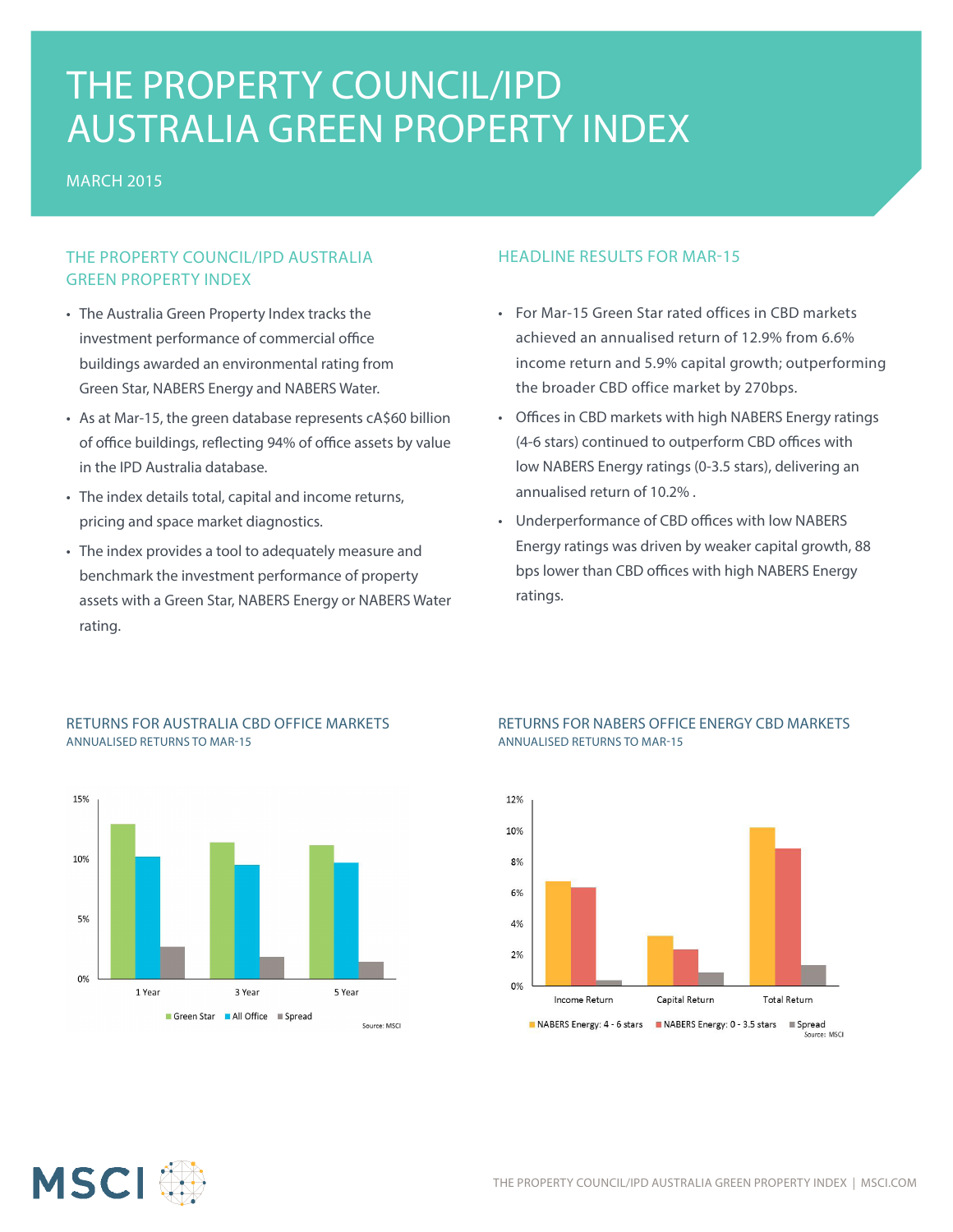# THE PROPERTY COUNCIL/IPD AUSTRALIA GREEN PROPERTY INDEX

MARCH 2015

## THE PROPERTY COUNCIL/IPD AUSTRALIA GREEN PROPERTY INDEX

- The Australia Green Property Index tracks the investment performance of commercial office buildings awarded an environmental rating from Green Star, NABERS Energy and NABERS Water.
- As at Mar-15, the green database represents cA$60 billion of office buildings, reflecting 94% of office assets by value in the IPD Australia database.
- The index details total, capital and income returns, pricing and space market diagnostics.
- The index provides a tool to adequately measure and benchmark the investment performance of property assets with a Green Star, NABERS Energy or NABERS Water rating.

## HEADLINE RESULTS FOR MAR-15

- For Mar-15 Green Star rated offices in CBD markets achieved an annualised return of 12.9% from 6.6% income return and 5.9% capital growth; outperforming the broader CBD office market by 270bps.
- Offices in CBD markets with high NABERS Energy ratings (4-6 stars) continued to outperform CBD offices with low NABERS Energy ratings (0-3.5 stars), delivering an annualised return of 10.2% .
- Underperformance of CBD offices with low NABERS Energy ratings was driven by weaker capital growth, 88 bps lower than CBD offices with high NABERS Energy ratings.

### RETURNS FOR AUSTRALIA CBD OFFICE MARKETS

ANNUALISED RETURNS TO MAR-15

Legend: Green Star, All Office, Spread (categories: 1 Year, 3 Year, 5 Year; axis 0%–15%)

Source: MSCI

### RETURNS FOR NABERS OFFICE ENERGY CBD MARKETS

ANNUALISED RETURNS TO MAR-15

Legend: NABERS Energy: 4 - 6 stars, NABERS Energy: 0 - 3.5 stars, Spread (categories: Income Return, Capital Return, Total Return; axis 0%–12%)

Source: MSCI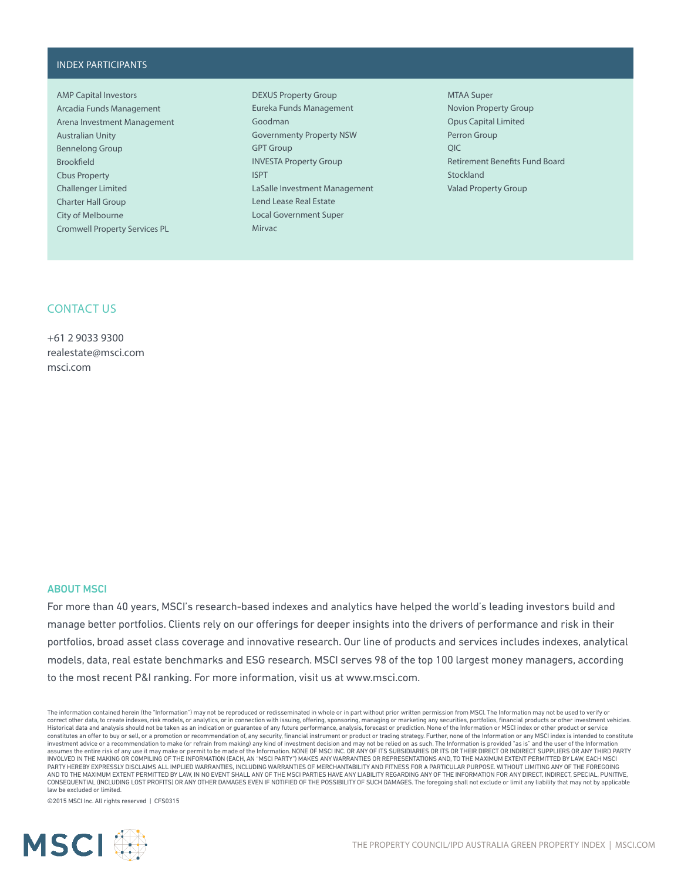## INDEX PARTICIPANTS

AMP Capital Investors
Arcadia Funds Management
Arena Investment Management
Australian Unity
Bennelong Group
Brookfield
Cbus Property
Challenger Limited
Charter Hall Group
City of Melbourne
Cromwell Property Services PL
DEXUS Property Group
Eureka Funds Management
Goodman
Governmenty Property NSW
GPT Group
INVESTA Property Group
ISPT
LaSalle Investment Management
Lend Lease Real Estate
Local Government Super
Mirvac
MTAA Super
Novion Property Group
Opus Capital Limited
Perron Group
QIC
Retirement Benefits Fund Board
Stockland
Valad Property Group

## CONTACT US

+61 2 9033 9300
realestate@msci.com
msci.com

## ABOUT MSCI

For more than 40 years, MSCI's research-based indexes and analytics have helped the world's leading investors build and manage better portfolios. Clients rely on our offerings for deeper insights into the drivers of performance and risk in their portfolios, broad asset class coverage and innovative research. Our line of products and services includes indexes, analytical models, data, real estate benchmarks and ESG research. MSCI serves 98 of the top 100 largest money managers, according to the most recent P&I ranking. For more information, visit us at www.msci.com.

The information contained herein (the "Information") may not be reproduced or redisseminated in whole or in part without prior written permission from MSCI. The Information may not be used to verify or correct other data, to create indexes, risk models, or analytics, or in connection with issuing, offering, sponsoring, managing or marketing any securities, portfolios, financial products or other investment vehicles. Historical data and analysis should not be taken as an indication or guarantee of any future performance, analysis, forecast or prediction. None of the Information or MSCI index or other product or service constitutes an offer to buy or sell, or a promotion or recommendation of, any security, financial instrument or product or trading strategy. Further, none of the Information or any MSCI index is intended to constitute investment advice or a recommendation to make (or refrain from making) any kind of investment decision and may not be relied on as such. The Information is provided "as is" and the user of the Information assumes the entire risk of any use it may make or permit to be made of the Information. NONE OF MSCI INC. OR ANY OF ITS SUBSIDIARIES OR ITS OR THEIR DIRECT OR INDIRECT SUPPLIERS OR ANY THIRD PARTY INVOLVED IN THE MAKING OR COMPILING OF THE INFORMATION (EACH, AN "MSCI PARTY") MAKES ANY WARRANTIES OR REPRESENTATIONS AND, TO THE MAXIMUM EXTENT PERMITTED BY LAW, EACH MSCI PARTY HEREBY EXPRESSLY DISCLAIMS ALL IMPLIED WARRANTIES, INCLUDING WARRANTIES OF MERCHANTABILITY AND FITNESS FOR A PARTICULAR PURPOSE. WITHOUT LIMITING ANY OF THE FOREGOING AND TO THE MAXIMUM EXTENT PERMITTED BY LAW, IN NO EVENT SHALL ANY OF THE MSCI PARTIES HAVE ANY LIABILITY REGARDING ANY OF THE INFORMATION FOR ANY DIRECT, INDIRECT, SPECIAL, PUNITIVE, CONSEQUENTIAL (INCLUDING LOST PROFITS) OR ANY OTHER DAMAGES EVEN IF NOTIFIED OF THE POSSIBILITY OF SUCH DAMAGES. The foregoing shall not exclude or limit any liability that may not by applicable law be excluded or limited.

©2015 MSCI Inc. All rights reserved | CFS0315